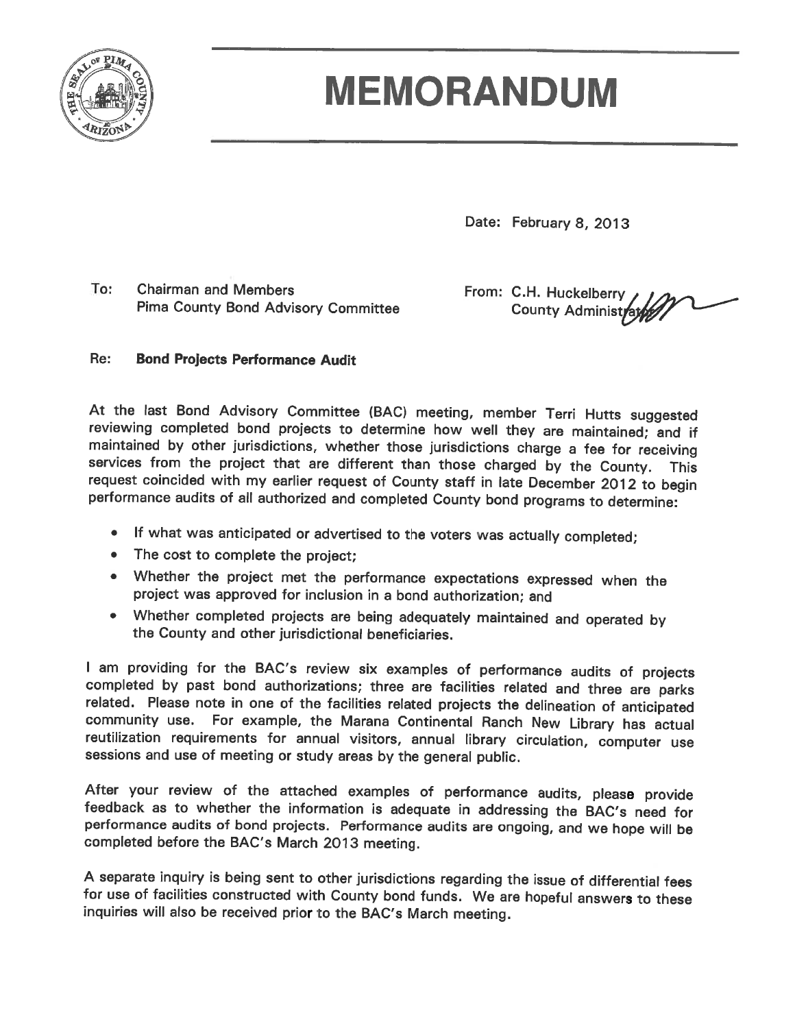# MEMORANDUM

Date: February 8, 2013

To: Chairman and Members
Pima County Bond Advisory Committee

From: C.H. Huckelberry
County Administrator

Re: **Bond Projects Performance Audit**

At the last Bond Advisory Committee (BAC) meeting, member Terri Hutts suggested reviewing completed bond projects to determine how well they are maintained; and if maintained by other jurisdictions, whether those jurisdictions charge a fee for receiving services from the project that are different than those charged by the County. This request coincided with my earlier request of County staff in late December 2012 to begin performance audits of all authorized and completed County bond programs to determine:

- If what was anticipated or advertised to the voters was actually completed;
- The cost to complete the project;
- Whether the project met the performance expectations expressed when the project was approved for inclusion in a bond authorization; and
- Whether completed projects are being adequately maintained and operated by the County and other jurisdictional beneficiaries.

I am providing for the BAC's review six examples of performance audits of projects completed by past bond authorizations; three are facilities related and three are parks related. Please note in one of the facilities related projects the delineation of anticipated community use. For example, the Marana Continental Ranch New Library has actual reutilization requirements for annual visitors, annual library circulation, computer use sessions and use of meeting or study areas by the general public.

After your review of the attached examples of performance audits, please provide feedback as to whether the information is adequate in addressing the BAC's need for performance audits of bond projects. Performance audits are ongoing, and we hope will be completed before the BAC's March 2013 meeting.

A separate inquiry is being sent to other jurisdictions regarding the issue of differential fees for use of facilities constructed with County bond funds. We are hopeful answers to these inquiries will also be received prior to the BAC's March meeting.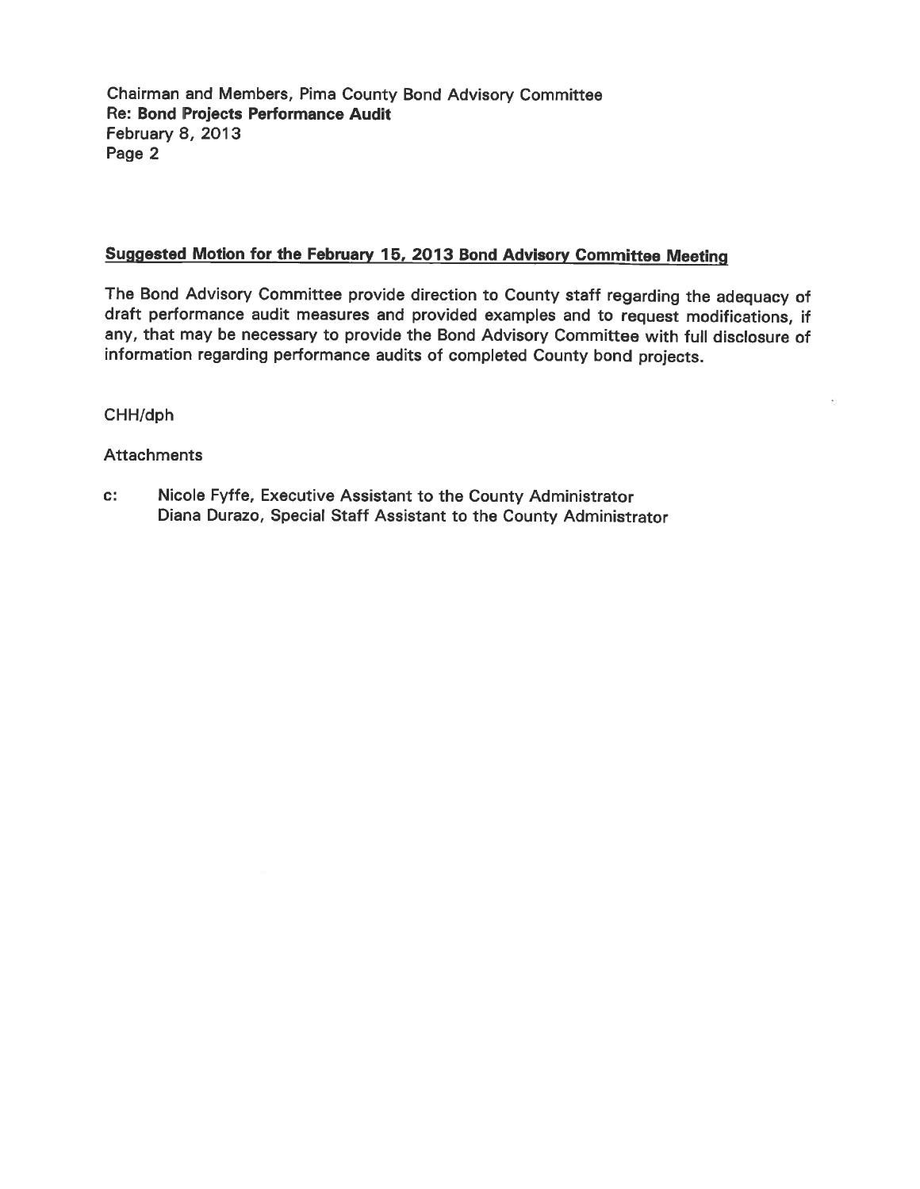**Suggested Motion for the February 15, 2013 Bond Advisory Committee Meeting**

The Bond Advisory Committee provide direction to County staff regarding the adequacy of draft performance audit measures and provided examples and to request modifications, if any, that may be necessary to provide the Bond Advisory Committee with full disclosure of information regarding performance audits of completed County bond projects.

CHH/dph

Attachments

c: Nicole Fyffe, Executive Assistant to the County Administrator
Diana Durazo, Special Staff Assistant to the County Administrator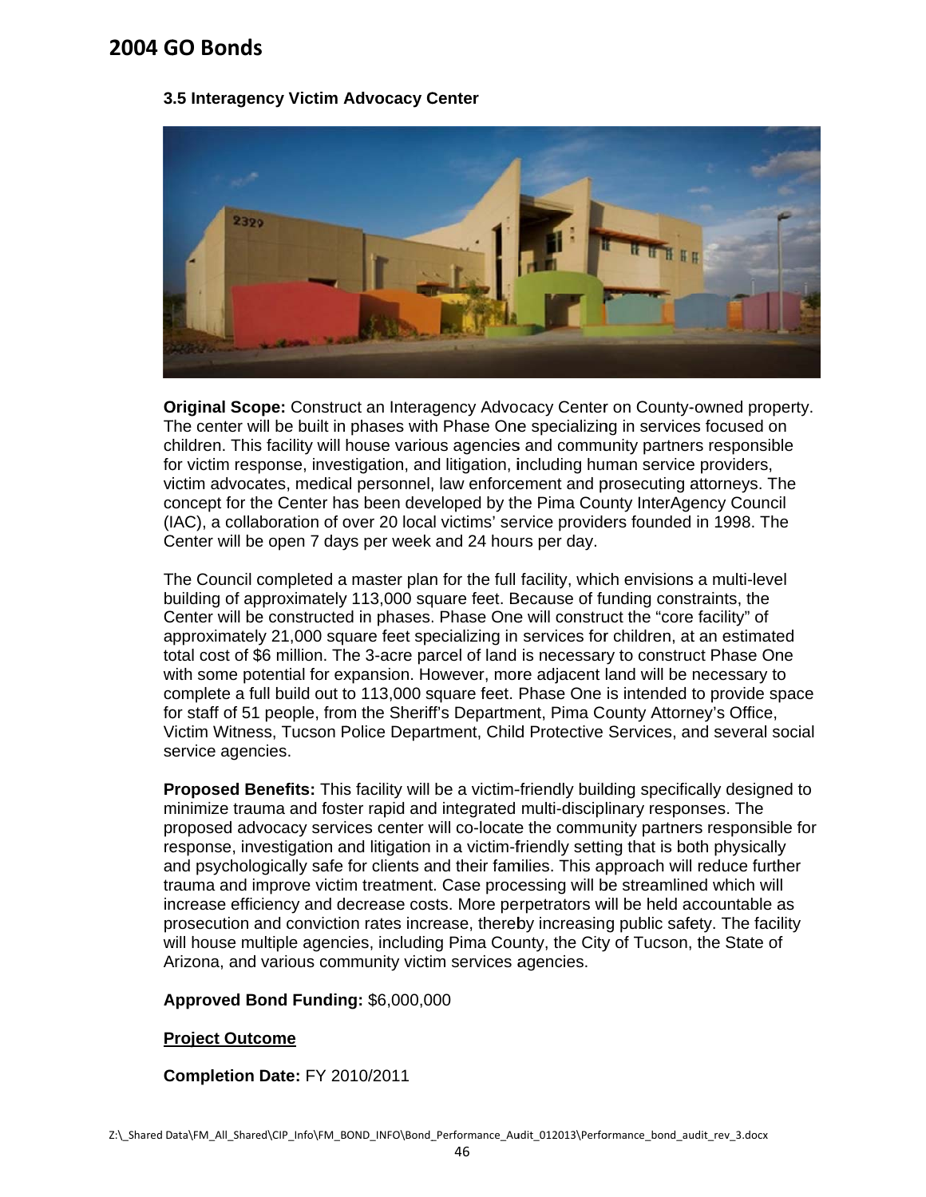# 2004 GO Bonds

### 3.5 Interagency Victim Advocacy Center

**Original Scope:** Construct an Interagency Advocacy Center on County-owned property. The center will be built in phases with Phase One specializing in services focused on children. This facility will house various agencies and community partners responsible for victim response, investigation, and litigation, including human service providers, victim advocates, medical personnel, law enforcement and prosecuting attorneys. The concept for the Center has been developed by the Pima County InterAgency Council (IAC), a collaboration of over 20 local victims' service providers founded in 1998. The Center will be open 7 days per week and 24 hours per day.

The Council completed a master plan for the full facility, which envisions a multi-level building of approximately 113,000 square feet. Because of funding constraints, the Center will be constructed in phases. Phase One will construct the "core facility" of approximately 21,000 square feet specializing in services for children, at an estimated total cost of $6 million. The 3-acre parcel of land is necessary to construct Phase One with some potential for expansion. However, more adjacent land will be necessary to complete a full build out to 113,000 square feet. Phase One is intended to provide space for staff of 51 people, from the Sheriff's Department, Pima County Attorney's Office, Victim Witness, Tucson Police Department, Child Protective Services, and several social service agencies.

**Proposed Benefits:** This facility will be a victim-friendly building specifically designed to minimize trauma and foster rapid and integrated multi-disciplinary responses. The proposed advocacy services center will co-locate the community partners responsible for response, investigation and litigation in a victim-friendly setting that is both physically and psychologically safe for clients and their families. This approach will reduce further trauma and improve victim treatment. Case processing will be streamlined which will increase efficiency and decrease costs. More perpetrators will be held accountable as prosecution and conviction rates increase, thereby increasing public safety. The facility will house multiple agencies, including Pima County, the City of Tucson, the State of Arizona, and various community victim services agencies.

**Approved Bond Funding:** $6,000,000

**<u>Project Outcome</u>**

**Completion Date:** FY 2010/2011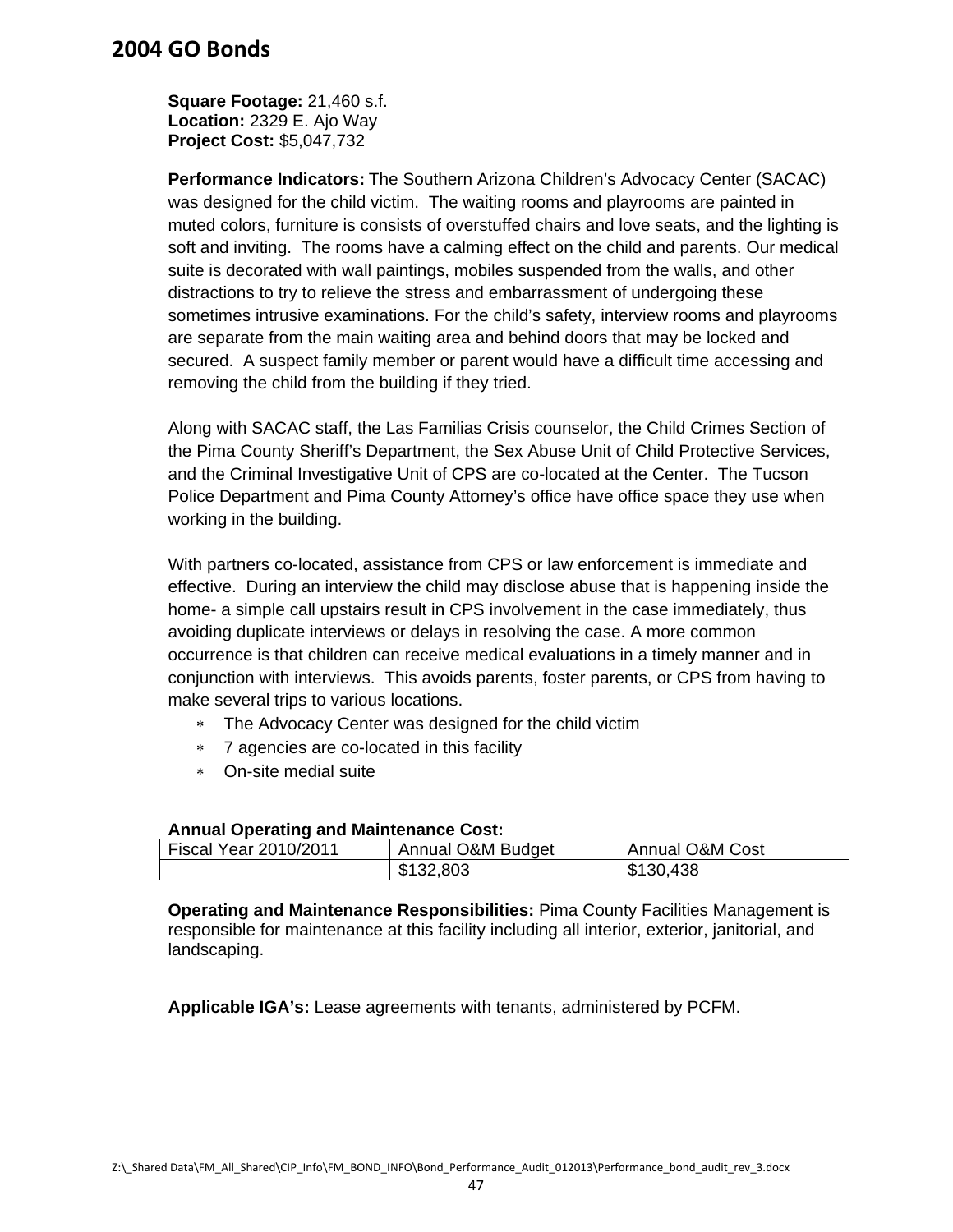**Square Footage:** 21,460 s.f.
**Location:** 2329 E. Ajo Way
**Project Cost:** $5,047,732

**Performance Indicators:** The Southern Arizona Children's Advocacy Center (SACAC) was designed for the child victim. The waiting rooms and playrooms are painted in muted colors, furniture is consists of overstuffed chairs and love seats, and the lighting is soft and inviting. The rooms have a calming effect on the child and parents. Our medical suite is decorated with wall paintings, mobiles suspended from the walls, and other distractions to try to relieve the stress and embarrassment of undergoing these sometimes intrusive examinations. For the child's safety, interview rooms and playrooms are separate from the main waiting area and behind doors that may be locked and secured. A suspect family member or parent would have a difficult time accessing and removing the child from the building if they tried.

Along with SACAC staff, the Las Familias Crisis counselor, the Child Crimes Section of the Pima County Sheriff's Department, the Sex Abuse Unit of Child Protective Services, and the Criminal Investigative Unit of CPS are co-located at the Center. The Tucson Police Department and Pima County Attorney's office have office space they use when working in the building.

With partners co-located, assistance from CPS or law enforcement is immediate and effective. During an interview the child may disclose abuse that is happening inside the home- a simple call upstairs result in CPS involvement in the case immediately, thus avoiding duplicate interviews or delays in resolving the case. A more common occurrence is that children can receive medical evaluations in a timely manner and in conjunction with interviews. This avoids parents, foster parents, or CPS from having to make several trips to various locations.

- The Advocacy Center was designed for the child victim
- 7 agencies are co-located in this facility
- On-site medial suite

**Annual Operating and Maintenance Cost:**

| Fiscal Year 2010/2011 | Annual O&M Budget | Annual O&M Cost |
|---|---|---|
| | $132,803 | $130,438 |

**Operating and Maintenance Responsibilities:** Pima County Facilities Management is responsible for maintenance at this facility including all interior, exterior, janitorial, and landscaping.

**Applicable IGA's:** Lease agreements with tenants, administered by PCFM.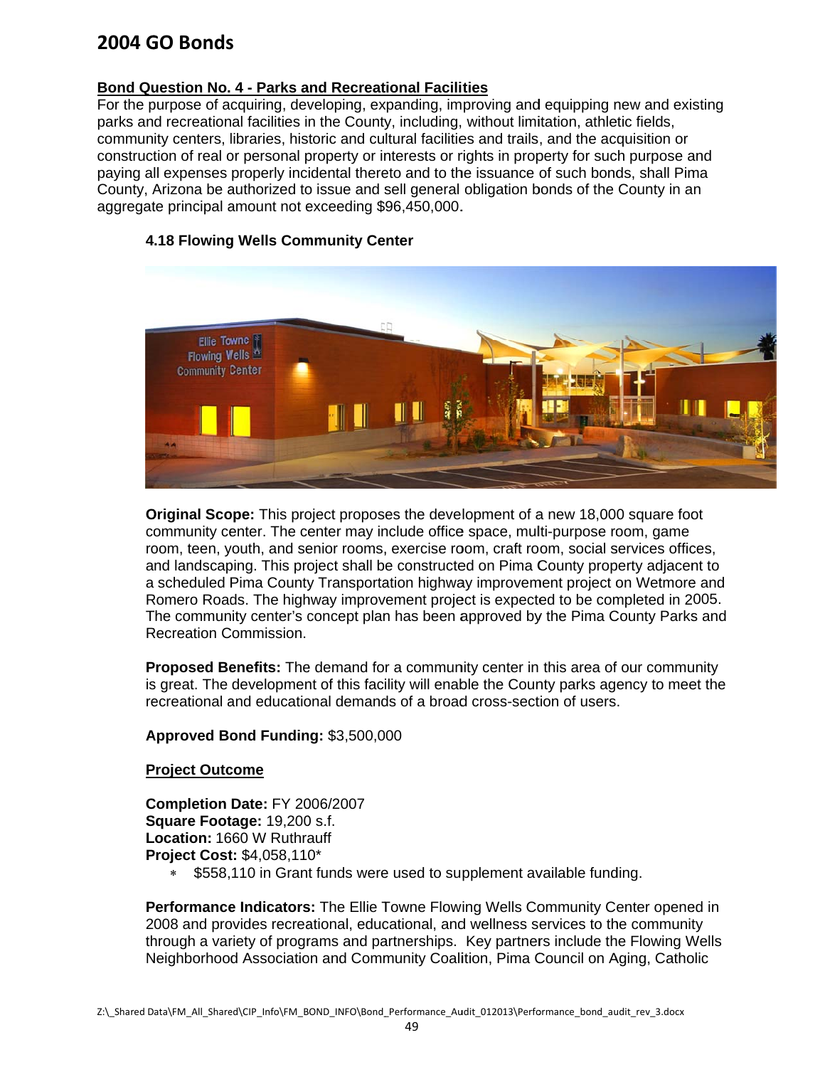# 2004 GO Bonds

**Bond Question No. 4 - Parks and Recreational Facilities**

For the purpose of acquiring, developing, expanding, improving and equipping new and existing parks and recreational facilities in the County, including, without limitation, athletic fields, community centers, libraries, historic and cultural facilities and trails, and the acquisition or construction of real or personal property or interests or rights in property for such purpose and paying all expenses properly incidental thereto and to the issuance of such bonds, shall Pima County, Arizona be authorized to issue and sell general obligation bonds of the County in an aggregate principal amount not exceeding $96,450,000.

### 4.18 Flowing Wells Community Center

**Original Scope:** This project proposes the development of a new 18,000 square foot community center. The center may include office space, multi-purpose room, game room, teen, youth, and senior rooms, exercise room, craft room, social services offices, and landscaping. This project shall be constructed on Pima County property adjacent to a scheduled Pima County Transportation highway improvement project on Wetmore and Romero Roads. The highway improvement project is expected to be completed in 2005. The community center's concept plan has been approved by the Pima County Parks and Recreation Commission.

**Proposed Benefits:** The demand for a community center in this area of our community is great. The development of this facility will enable the County parks agency to meet the recreational and educational demands of a broad cross-section of users.

**Approved Bond Funding:** $3,500,000

**Project Outcome**

**Completion Date:** FY 2006/2007
**Square Footage:** 19,200 s.f.
**Location:** 1660 W Ruthrauff
**Project Cost:** $4,058,110*

- $558,110 in Grant funds were used to supplement available funding.

**Performance Indicators:** The Ellie Towne Flowing Wells Community Center opened in 2008 and provides recreational, educational, and wellness services to the community through a variety of programs and partnerships. Key partners include the Flowing Wells Neighborhood Association and Community Coalition, Pima Council on Aging, Catholic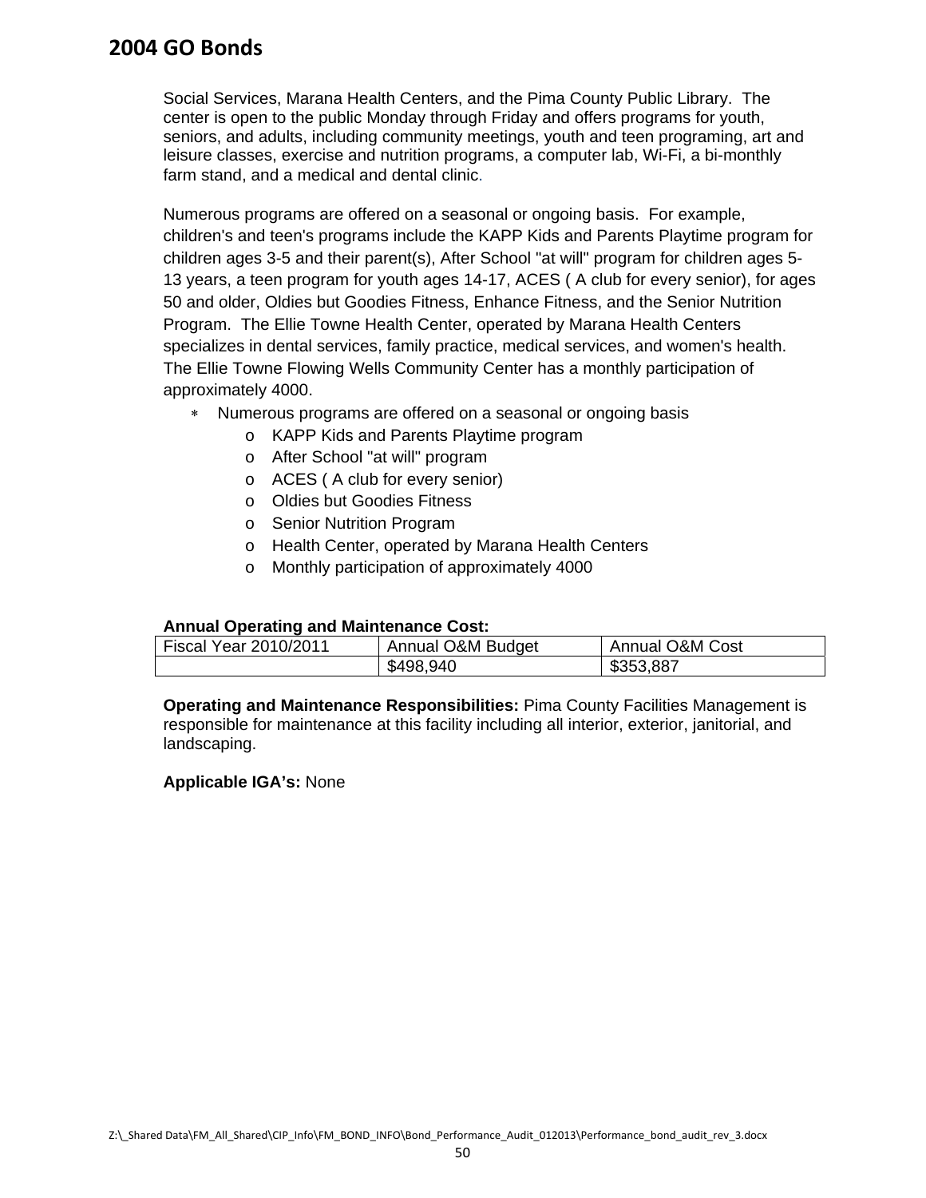Social Services, Marana Health Centers, and the Pima County Public Library. The center is open to the public Monday through Friday and offers programs for youth, seniors, and adults, including community meetings, youth and teen programing, art and leisure classes, exercise and nutrition programs, a computer lab, Wi-Fi, a bi-monthly farm stand, and a medical and dental clinic.

Numerous programs are offered on a seasonal or ongoing basis. For example, children's and teen's programs include the KAPP Kids and Parents Playtime program for children ages 3-5 and their parent(s), After School "at will" program for children ages 5-13 years, a teen program for youth ages 14-17, ACES ( A club for every senior), for ages 50 and older, Oldies but Goodies Fitness, Enhance Fitness, and the Senior Nutrition Program. The Ellie Towne Health Center, operated by Marana Health Centers specializes in dental services, family practice, medical services, and women's health. The Ellie Towne Flowing Wells Community Center has a monthly participation of approximately 4000.

- Numerous programs are offered on a seasonal or ongoing basis
  - KAPP Kids and Parents Playtime program
  - After School "at will" program
  - ACES ( A club for every senior)
  - Oldies but Goodies Fitness
  - Senior Nutrition Program
  - Health Center, operated by Marana Health Centers
  - Monthly participation of approximately 4000

**Annual Operating and Maintenance Cost:**

| Fiscal Year 2010/2011 | Annual O&M Budget | Annual O&M Cost |
|---|---|---|
| | $498,940 | $353,887 |

**Operating and Maintenance Responsibilities:** Pima County Facilities Management is responsible for maintenance at this facility including all interior, exterior, janitorial, and landscaping.

**Applicable IGA's:** None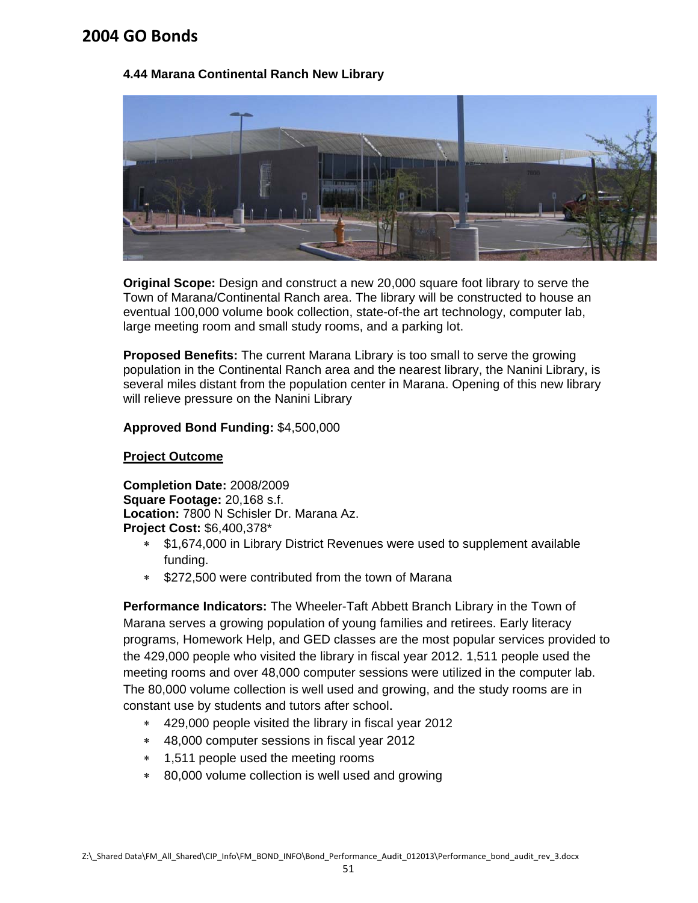# 2004 GO Bonds

### 4.44 Marana Continental Ranch New Library

**Original Scope:** Design and construct a new 20,000 square foot library to serve the Town of Marana/Continental Ranch area. The library will be constructed to house an eventual 100,000 volume book collection, state-of-the art technology, computer lab, large meeting room and small study rooms, and a parking lot.

**Proposed Benefits:** The current Marana Library is too small to serve the growing population in the Continental Ranch area and the nearest library, the Nanini Library, is several miles distant from the population center in Marana. Opening of this new library will relieve pressure on the Nanini Library

**Approved Bond Funding:** $4,500,000

**Project Outcome**

**Completion Date:** 2008/2009
**Square Footage:** 20,168 s.f.
**Location:** 7800 N Schisler Dr. Marana Az.
**Project Cost:** $6,400,378*

- $1,674,000 in Library District Revenues were used to supplement available funding.
- $272,500 were contributed from the town of Marana

**Performance Indicators:** The Wheeler-Taft Abbett Branch Library in the Town of Marana serves a growing population of young families and retirees. Early literacy programs, Homework Help, and GED classes are the most popular services provided to the 429,000 people who visited the library in fiscal year 2012. 1,511 people used the meeting rooms and over 48,000 computer sessions were utilized in the computer lab. The 80,000 volume collection is well used and growing, and the study rooms are in constant use by students and tutors after school.

- 429,000 people visited the library in fiscal year 2012
- 48,000 computer sessions in fiscal year 2012
- 1,511 people used the meeting rooms
- 80,000 volume collection is well used and growing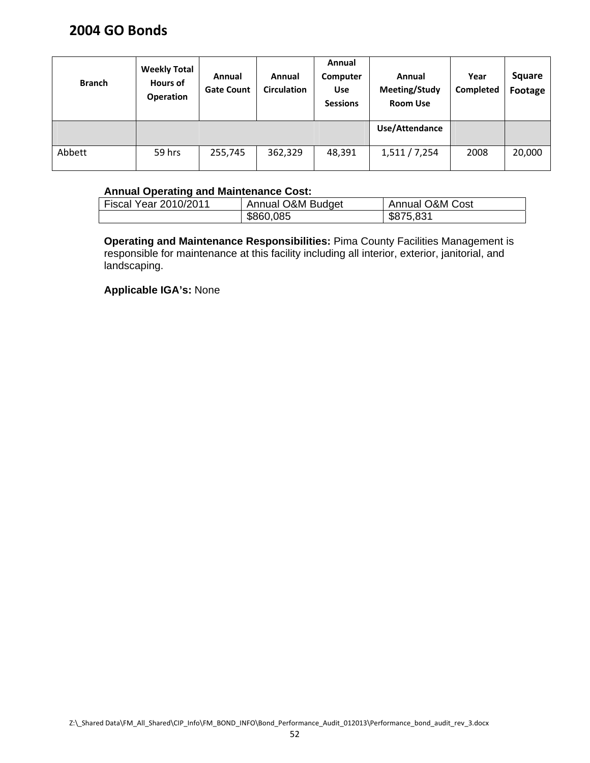## 2004 GO Bonds

| Branch | Weekly Total Hours of Operation | Annual Gate Count | Annual Circulation | Annual Computer Use Sessions | Annual Meeting/Study Room Use Use/Attendance | Year Completed | Square Footage |
|---|---|---|---|---|---|---|---|
| Abbett | 59 hrs | 255,745 | 362,329 | 48,391 | 1,511 / 7,254 | 2008 | 20,000 |

**Annual Operating and Maintenance Cost:**

| Fiscal Year 2010/2011 | Annual O&M Budget | Annual O&M Cost |
|---|---|---|
| | $860,085 | $875,831 |

**Operating and Maintenance Responsibilities:** Pima County Facilities Management is responsible for maintenance at this facility including all interior, exterior, janitorial, and landscaping.

**Applicable IGA's:** None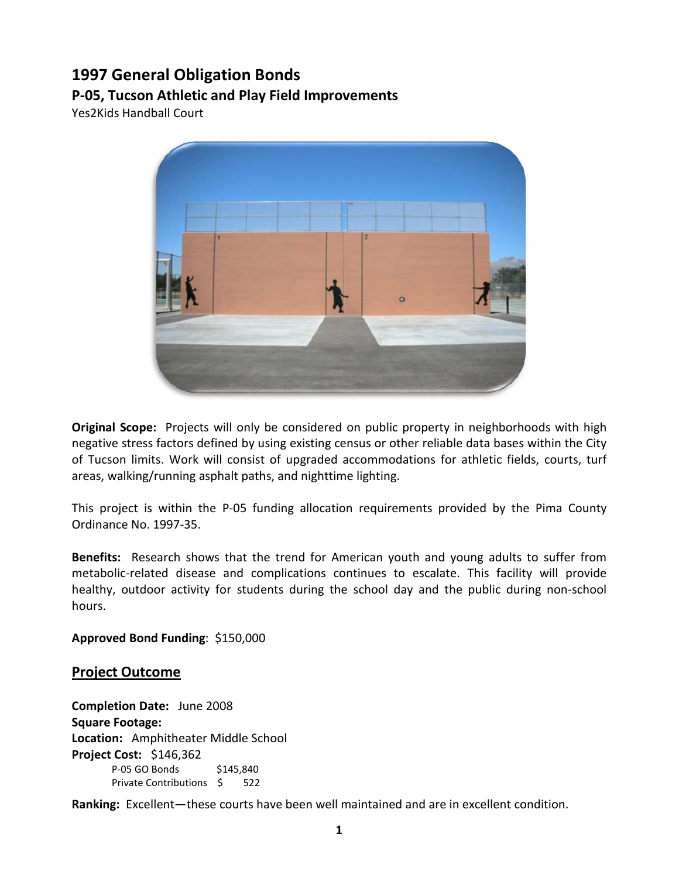# 1997 General Obligation Bonds

## P-05, Tucson Athletic and Play Field Improvements

Yes2Kids Handball Court

**Original Scope:** Projects will only be considered on public property in neighborhoods with high negative stress factors defined by using existing census or other reliable data bases within the City of Tucson limits. Work will consist of upgraded accommodations for athletic fields, courts, turf areas, walking/running asphalt paths, and nighttime lighting.

This project is within the P-05 funding allocation requirements provided by the Pima County Ordinance No. 1997-35.

**Benefits:** Research shows that the trend for American youth and young adults to suffer from metabolic-related disease and complications continues to escalate. This facility will provide healthy, outdoor activity for students during the school day and the public during non-school hours.

**Approved Bond Funding**: $150,000

## Project Outcome

**Completion Date:** June 2008
**Square Footage:**
**Location:** Amphitheater Middle School
**Project Cost:** $146,362

| | |
|---|---|
| P-05 GO Bonds | $145,840 |
| Private Contributions | $ 522 |

**Ranking:** Excellent—these courts have been well maintained and are in excellent condition.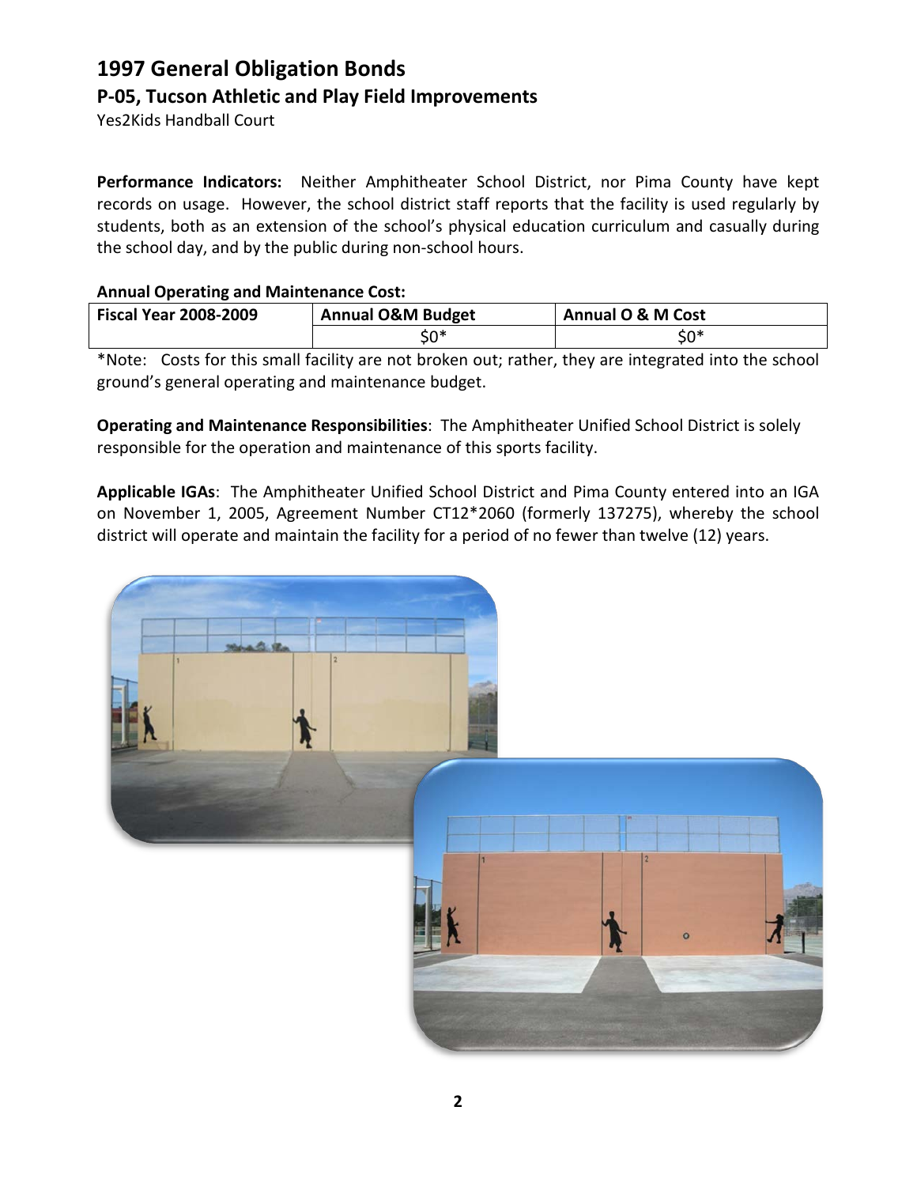# 1997 General Obligation Bonds

## P-05, Tucson Athletic and Play Field Improvements

Yes2Kids Handball Court

**Performance Indicators:** Neither Amphitheater School District, nor Pima County have kept records on usage. However, the school district staff reports that the facility is used regularly by students, both as an extension of the school's physical education curriculum and casually during the school day, and by the public during non-school hours.

**Annual Operating and Maintenance Cost:**

| Fiscal Year 2008-2009 | Annual O&M Budget | Annual O & M Cost |
|---|---|---|
| | $0* | $0* |

*Note: Costs for this small facility are not broken out; rather, they are integrated into the school ground's general operating and maintenance budget.

**Operating and Maintenance Responsibilities**: The Amphitheater Unified School District is solely responsible for the operation and maintenance of this sports facility.

**Applicable IGAs**: The Amphitheater Unified School District and Pima County entered into an IGA on November 1, 2005, Agreement Number CT12*2060 (formerly 137275), whereby the school district will operate and maintain the facility for a period of no fewer than twelve (12) years.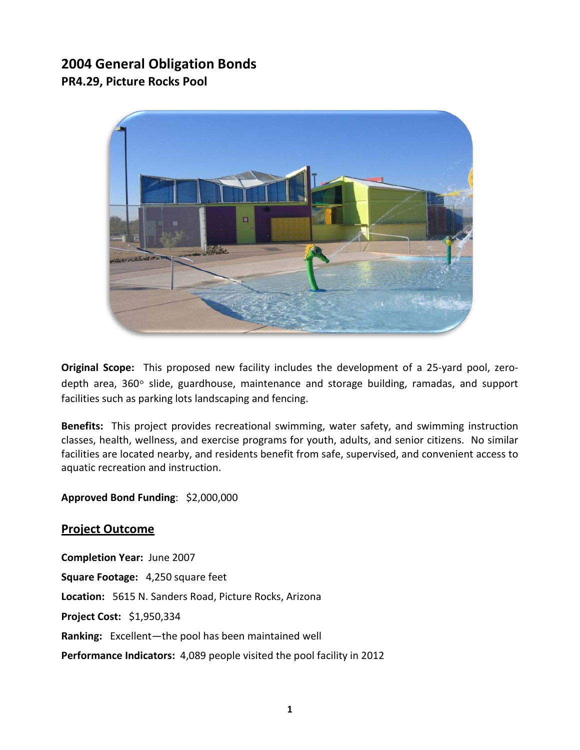# 2004 General Obligation Bonds

## PR4.29, Picture Rocks Pool

**Original Scope:** This proposed new facility includes the development of a 25-yard pool, zero-depth area, 360° slide, guardhouse, maintenance and storage building, ramadas, and support facilities such as parking lots landscaping and fencing.

**Benefits:** This project provides recreational swimming, water safety, and swimming instruction classes, health, wellness, and exercise programs for youth, adults, and senior citizens. No similar facilities are located nearby, and residents benefit from safe, supervised, and convenient access to aquatic recreation and instruction.

**Approved Bond Funding**: $2,000,000

## Project Outcome

**Completion Year:** June 2007

**Square Footage:** 4,250 square feet

**Location:** 5615 N. Sanders Road, Picture Rocks, Arizona

**Project Cost:** $1,950,334

**Ranking:** Excellent—the pool has been maintained well

**Performance Indicators:** 4,089 people visited the pool facility in 2012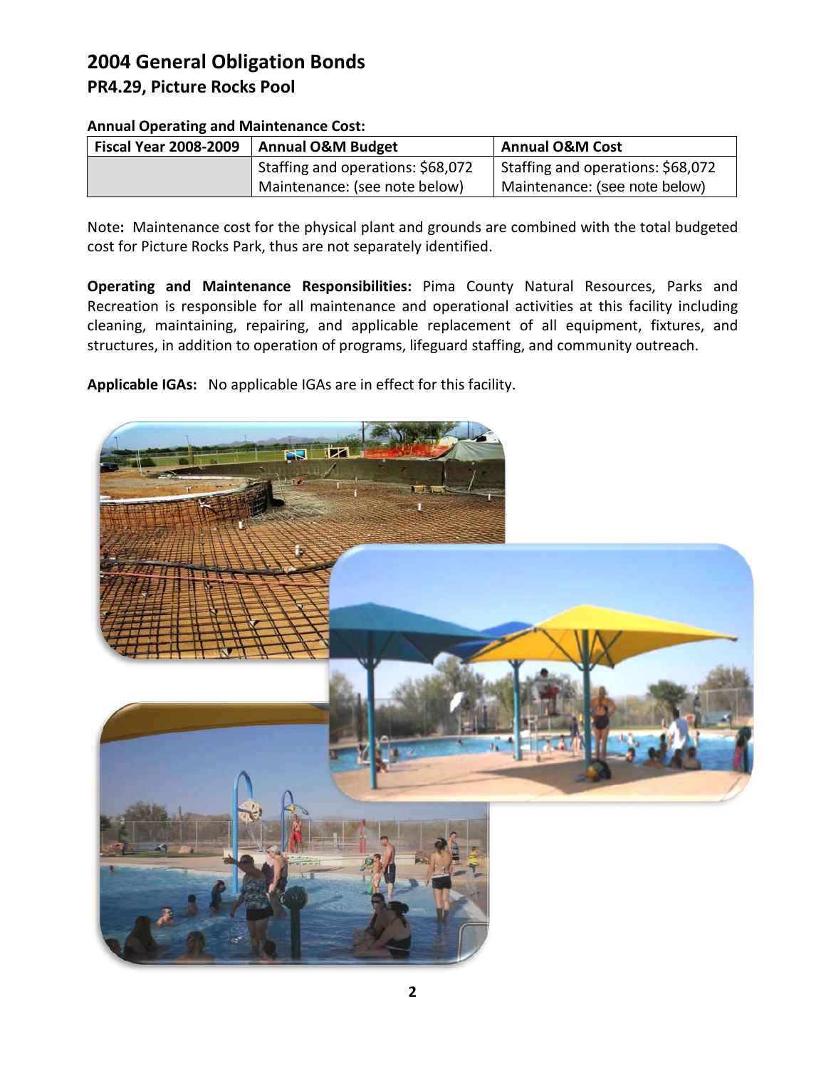# 2004 General Obligation Bonds

## PR4.29, Picture Rocks Pool

**Annual Operating and Maintenance Cost:**

| Fiscal Year 2008-2009 | Annual O&M Budget | Annual O&M Cost |
|---|---|---|
| | Staffing and operations: $68,072<br>Maintenance: (see note below) | Staffing and operations: $68,072<br>Maintenance: (see note below) |

Note**:** Maintenance cost for the physical plant and grounds are combined with the total budgeted cost for Picture Rocks Park, thus are not separately identified.

**Operating and Maintenance Responsibilities:** Pima County Natural Resources, Parks and Recreation is responsible for all maintenance and operational activities at this facility including cleaning, maintaining, repairing, and applicable replacement of all equipment, fixtures, and structures, in addition to operation of programs, lifeguard staffing, and community outreach.

**Applicable IGAs:** No applicable IGAs are in effect for this facility.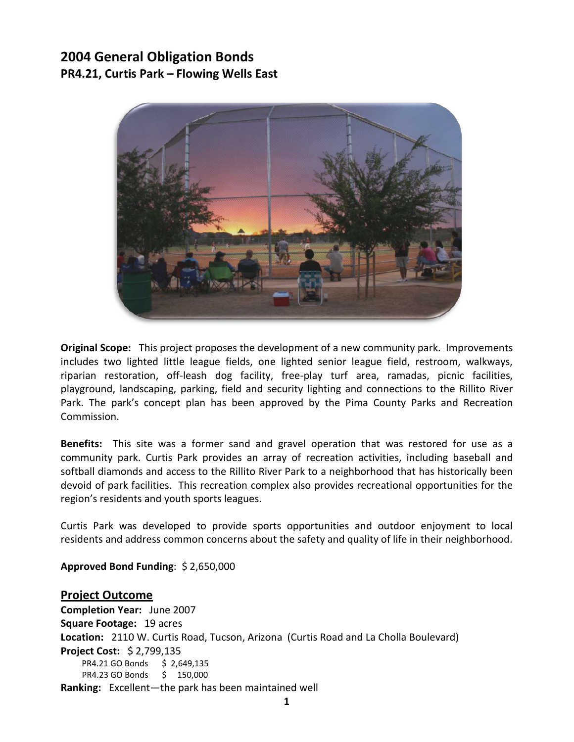# 2004 General Obligation Bonds

## PR4.21, Curtis Park – Flowing Wells East

**Original Scope:** This project proposes the development of a new community park. Improvements includes two lighted little league fields, one lighted senior league field, restroom, walkways, riparian restoration, off-leash dog facility, free-play turf area, ramadas, picnic facilities, playground, landscaping, parking, field and security lighting and connections to the Rillito River Park. The park's concept plan has been approved by the Pima County Parks and Recreation Commission.

**Benefits:** This site was a former sand and gravel operation that was restored for use as a community park. Curtis Park provides an array of recreation activities, including baseball and softball diamonds and access to the Rillito River Park to a neighborhood that has historically been devoid of park facilities. This recreation complex also provides recreational opportunities for the region's residents and youth sports leagues.

Curtis Park was developed to provide sports opportunities and outdoor enjoyment to local residents and address common concerns about the safety and quality of life in their neighborhood.

**Approved Bond Funding**: $ 2,650,000

## Project Outcome

**Completion Year:** June 2007
**Square Footage:** 19 acres
**Location:** 2110 W. Curtis Road, Tucson, Arizona (Curtis Road and La Cholla Boulevard)
**Project Cost:** $ 2,799,135
- PR4.21 GO Bonds $ 2,649,135
- PR4.23 GO Bonds $ 150,000

**Ranking:** Excellent—the park has been maintained well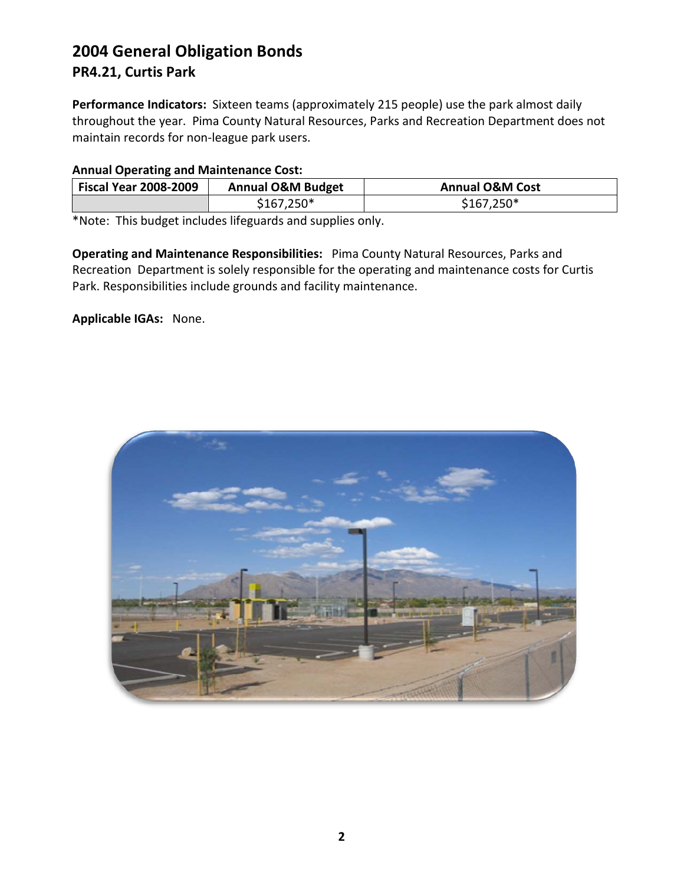# 2004 General Obligation Bonds

## PR4.21, Curtis Park

**Performance Indicators:** Sixteen teams (approximately 215 people) use the park almost daily throughout the year. Pima County Natural Resources, Parks and Recreation Department does not maintain records for non-league park users.

**Annual Operating and Maintenance Cost:**

| Fiscal Year 2008-2009 | Annual O&M Budget | Annual O&M Cost |
|---|---|---|
| | $167,250* | $167,250* |

*Note: This budget includes lifeguards and supplies only.

**Operating and Maintenance Responsibilities:** Pima County Natural Resources, Parks and Recreation Department is solely responsible for the operating and maintenance costs for Curtis Park. Responsibilities include grounds and facility maintenance.

**Applicable IGAs:** None.